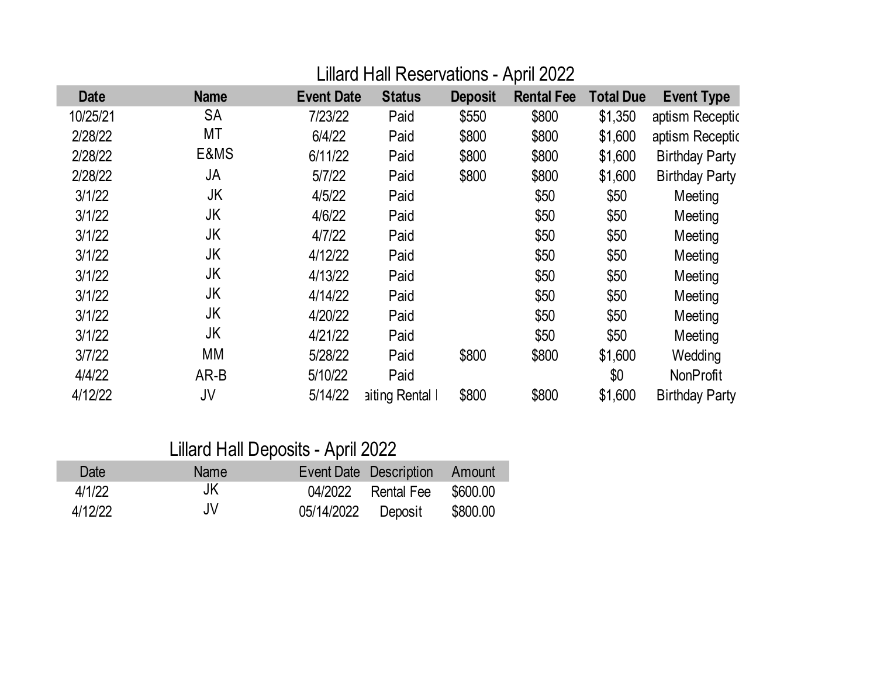# Lillard Hall Reservations - April 2022

| Date | Name | Event Date | Status | Deposit | Rental Fee | Total Due | Event Type |
|---|---|---|---|---|---|---|---|
| 10/25/21 | SA | 7/23/22 | Paid | $550 | $800 | $1,350 | aptism Receptic |
| 2/28/22 | MT | 6/4/22 | Paid | $800 | $800 | $1,600 | aptism Receptic |
| 2/28/22 | E&MS | 6/11/22 | Paid | $800 | $800 | $1,600 | Birthday Party |
| 2/28/22 | JA | 5/7/22 | Paid | $800 | $800 | $1,600 | Birthday Party |
| 3/1/22 | JK | 4/5/22 | Paid | | $50 | $50 | Meeting |
| 3/1/22 | JK | 4/6/22 | Paid | | $50 | $50 | Meeting |
| 3/1/22 | JK | 4/7/22 | Paid | | $50 | $50 | Meeting |
| 3/1/22 | JK | 4/12/22 | Paid | | $50 | $50 | Meeting |
| 3/1/22 | JK | 4/13/22 | Paid | | $50 | $50 | Meeting |
| 3/1/22 | JK | 4/14/22 | Paid | | $50 | $50 | Meeting |
| 3/1/22 | JK | 4/20/22 | Paid | | $50 | $50 | Meeting |
| 3/1/22 | JK | 4/21/22 | Paid | | $50 | $50 | Meeting |
| 3/7/22 | MM | 5/28/22 | Paid | $800 | $800 | $1,600 | Wedding |
| 4/4/22 | AR-B | 5/10/22 | Paid | | | $0 | NonProfit |
| 4/12/22 | JV | 5/14/22 | aiting Rental I | $800 | $800 | $1,600 | Birthday Party |

# Lillard Hall Deposits - April 2022

| Date | Name | Event Date | Description | Amount |
|---|---|---|---|---|
| 4/1/22 | JK | 04/2022 | Rental Fee | $600.00 |
| 4/12/22 | JV | 05/14/2022 | Deposit | $800.00 |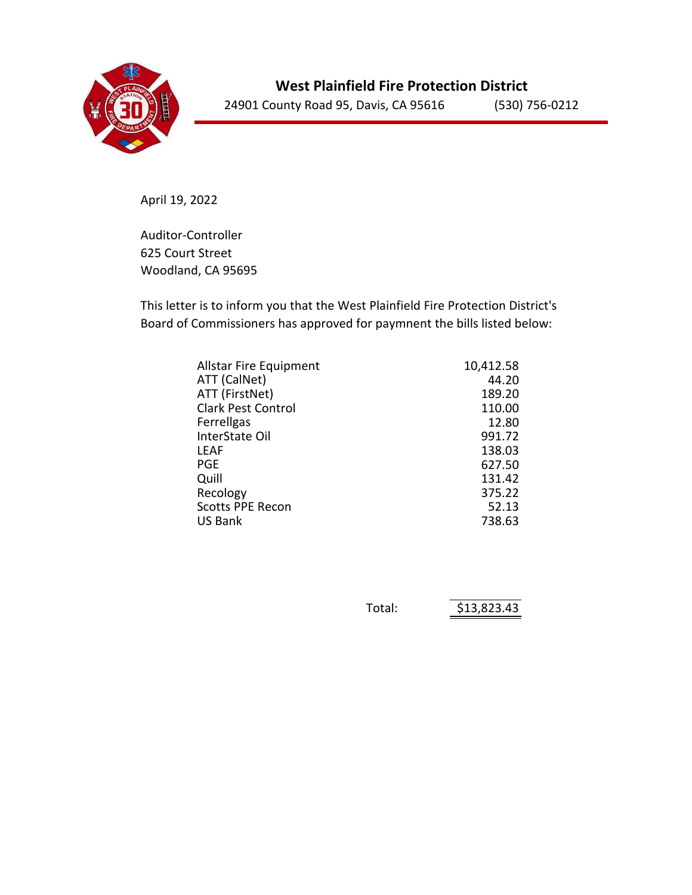# West Plainfield Fire Protection District

24901 County Road 95, Davis, CA 95616 (530) 756-0212

April 19, 2022

Auditor-Controller
625 Court Street
Woodland, CA 95695

This letter is to inform you that the West Plainfield Fire Protection District's Board of Commissioners has approved for paymnent the bills listed below:

| | |
|---|---:|
| Allstar Fire Equipment | 10,412.58 |
| ATT (CalNet) | 44.20 |
| ATT (FirstNet) | 189.20 |
| Clark Pest Control | 110.00 |
| Ferrellgas | 12.80 |
| InterState Oil | 991.72 |
| LEAF | 138.03 |
| PGE | 627.50 |
| Quill | 131.42 |
| Recology | 375.22 |
| Scotts PPE Recon | 52.13 |
| US Bank | 738.63 |
| Total: | $13,823.43 |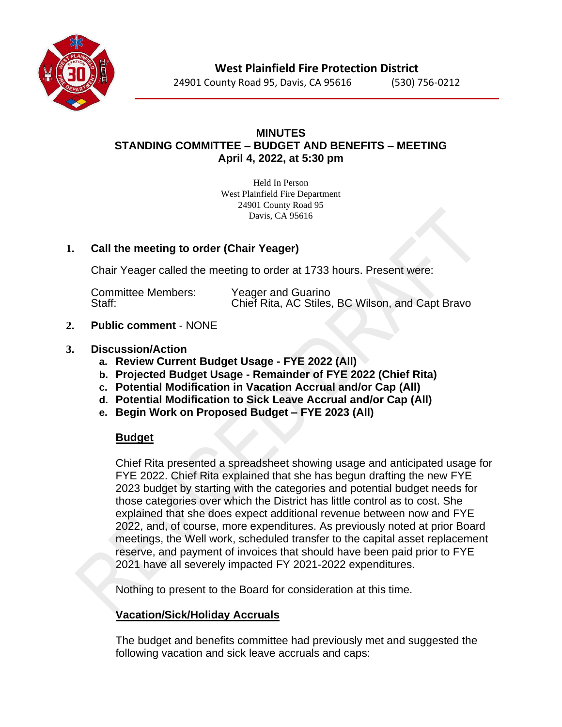**West Plainfield Fire Protection District**

24901 County Road 95, Davis, CA 95616 (530) 756-0212

**MINUTES**
**STANDING COMMITTEE – BUDGET AND BENEFITS – MEETING**
**April 4, 2022, at 5:30 pm**

Held In Person
West Plainfield Fire Department
24901 County Road 95
Davis, CA 95616

**1. Call the meeting to order (Chair Yeager)**

Chair Yeager called the meeting to order at 1733 hours. Present were:

| | |
|---|---|
| Committee Members: | Yeager and Guarino |
| Staff: | Chief Rita, AC Stiles, BC Wilson, and Capt Bravo |

**2. Public comment** - NONE

**3. Discussion/Action**

a. **Review Current Budget Usage - FYE 2022 (All)**
b. **Projected Budget Usage - Remainder of FYE 2022 (Chief Rita)**
c. **Potential Modification in Vacation Accrual and/or Cap (All)**
d. **Potential Modification to Sick Leave Accrual and/or Cap (All)**
e. **Begin Work on Proposed Budget – FYE 2023 (All)**

**<u>Budget</u>**

Chief Rita presented a spreadsheet showing usage and anticipated usage for FYE 2022. Chief Rita explained that she has begun drafting the new FYE 2023 budget by starting with the categories and potential budget needs for those categories over which the District has little control as to cost. She explained that she does expect additional revenue between now and FYE 2022, and, of course, more expenditures. As previously noted at prior Board meetings, the Well work, scheduled transfer to the capital asset replacement reserve, and payment of invoices that should have been paid prior to FYE 2021 have all severely impacted FY 2021-2022 expenditures.

Nothing to present to the Board for consideration at this time.

**<u>Vacation/Sick/Holiday Accruals</u>**

The budget and benefits committee had previously met and suggested the following vacation and sick leave accruals and caps: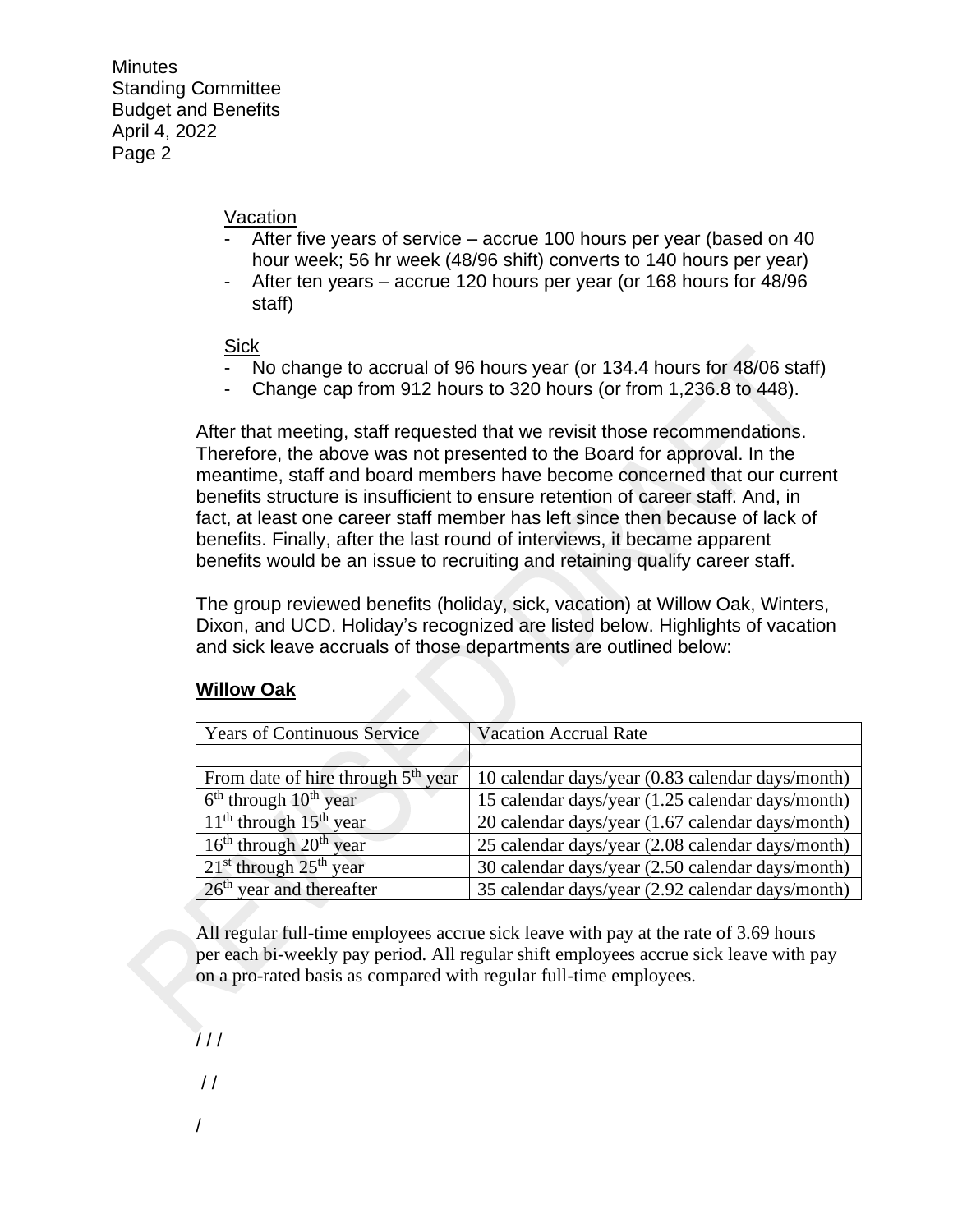Vacation

- After five years of service – accrue 100 hours per year (based on 40 hour week; 56 hr week (48/96 shift) converts to 140 hours per year)
- After ten years – accrue 120 hours per year (or 168 hours for 48/96 staff)

Sick

- No change to accrual of 96 hours year (or 134.4 hours for 48/06 staff)
- Change cap from 912 hours to 320 hours (or from 1,236.8 to 448).

After that meeting, staff requested that we revisit those recommendations. Therefore, the above was not presented to the Board for approval. In the meantime, staff and board members have become concerned that our current benefits structure is insufficient to ensure retention of career staff. And, in fact, at least one career staff member has left since then because of lack of benefits. Finally, after the last round of interviews, it became apparent benefits would be an issue to recruiting and retaining qualify career staff.

The group reviewed benefits (holiday, sick, vacation) at Willow Oak, Winters, Dixon, and UCD. Holiday's recognized are listed below. Highlights of vacation and sick leave accruals of those departments are outlined below:

**Willow Oak**

| Years of Continuous Service | Vacation Accrual Rate |
|---|---|
| | |
| From date of hire through 5th year | 10 calendar days/year (0.83 calendar days/month) |
| 6th through 10th year | 15 calendar days/year (1.25 calendar days/month) |
| 11th through 15th year | 20 calendar days/year (1.67 calendar days/month) |
| 16th through 20th year | 25 calendar days/year (2.08 calendar days/month) |
| 21st through 25th year | 30 calendar days/year (2.50 calendar days/month) |
| 26th year and thereafter | 35 calendar days/year (2.92 calendar days/month) |

All regular full-time employees accrue sick leave with pay at the rate of 3.69 hours per each bi-weekly pay period. All regular shift employees accrue sick leave with pay on a pro-rated basis as compared with regular full-time employees.

/ / /

/ /

/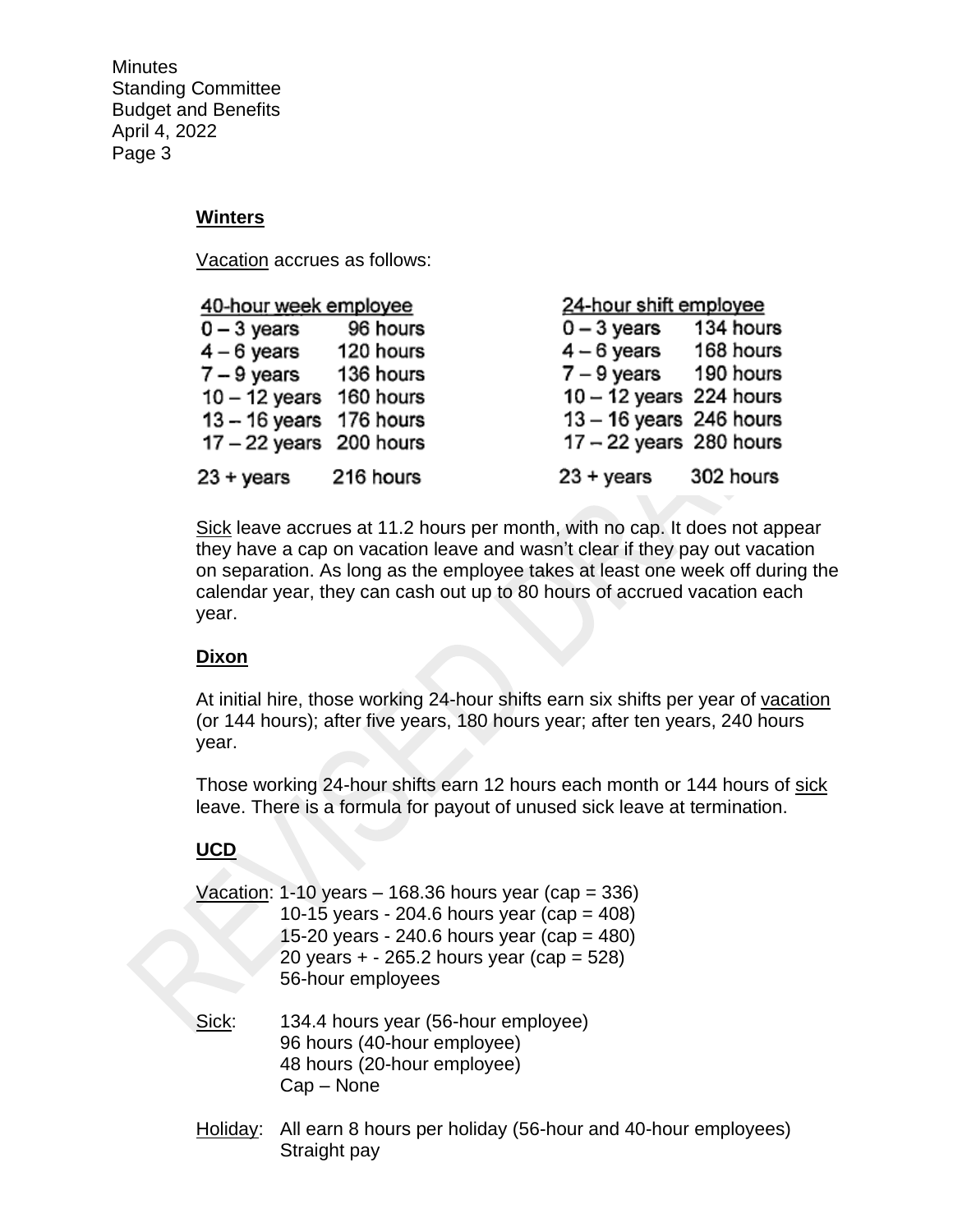## Winters

Vacation accrues as follows:

| 40-hour week employee | | 24-hour shift employee | |
|---|---|---|---|
| 0 – 3 years | 96 hours | 0 – 3 years | 134 hours |
| 4 – 6 years | 120 hours | 4 – 6 years | 168 hours |
| 7 – 9 years | 136 hours | 7 – 9 years | 190 hours |
| 10 – 12 years | 160 hours | 10 – 12 years | 224 hours |
| 13 – 16 years | 176 hours | 13 – 16 years | 246 hours |
| 17 – 22 years | 200 hours | 17 – 22 years | 280 hours |
| 23 + years | 216 hours | 23 + years | 302 hours |

Sick leave accrues at 11.2 hours per month, with no cap. It does not appear they have a cap on vacation leave and wasn't clear if they pay out vacation on separation. As long as the employee takes at least one week off during the calendar year, they can cash out up to 80 hours of accrued vacation each year.

## Dixon

At initial hire, those working 24-hour shifts earn six shifts per year of vacation (or 144 hours); after five years, 180 hours year; after ten years, 240 hours year.

Those working 24-hour shifts earn 12 hours each month or 144 hours of sick leave. There is a formula for payout of unused sick leave at termination.

## UCD

Vacation: 1-10 years – 168.36 hours year (cap = 336)
10-15 years - 204.6 hours year (cap = 408)
15-20 years - 240.6 hours year (cap = 480)
20 years + - 265.2 hours year (cap = 528)
56-hour employees

Sick: 134.4 hours year (56-hour employee)
96 hours (40-hour employee)
48 hours (20-hour employee)
Cap – None

Holiday: All earn 8 hours per holiday (56-hour and 40-hour employees)
Straight pay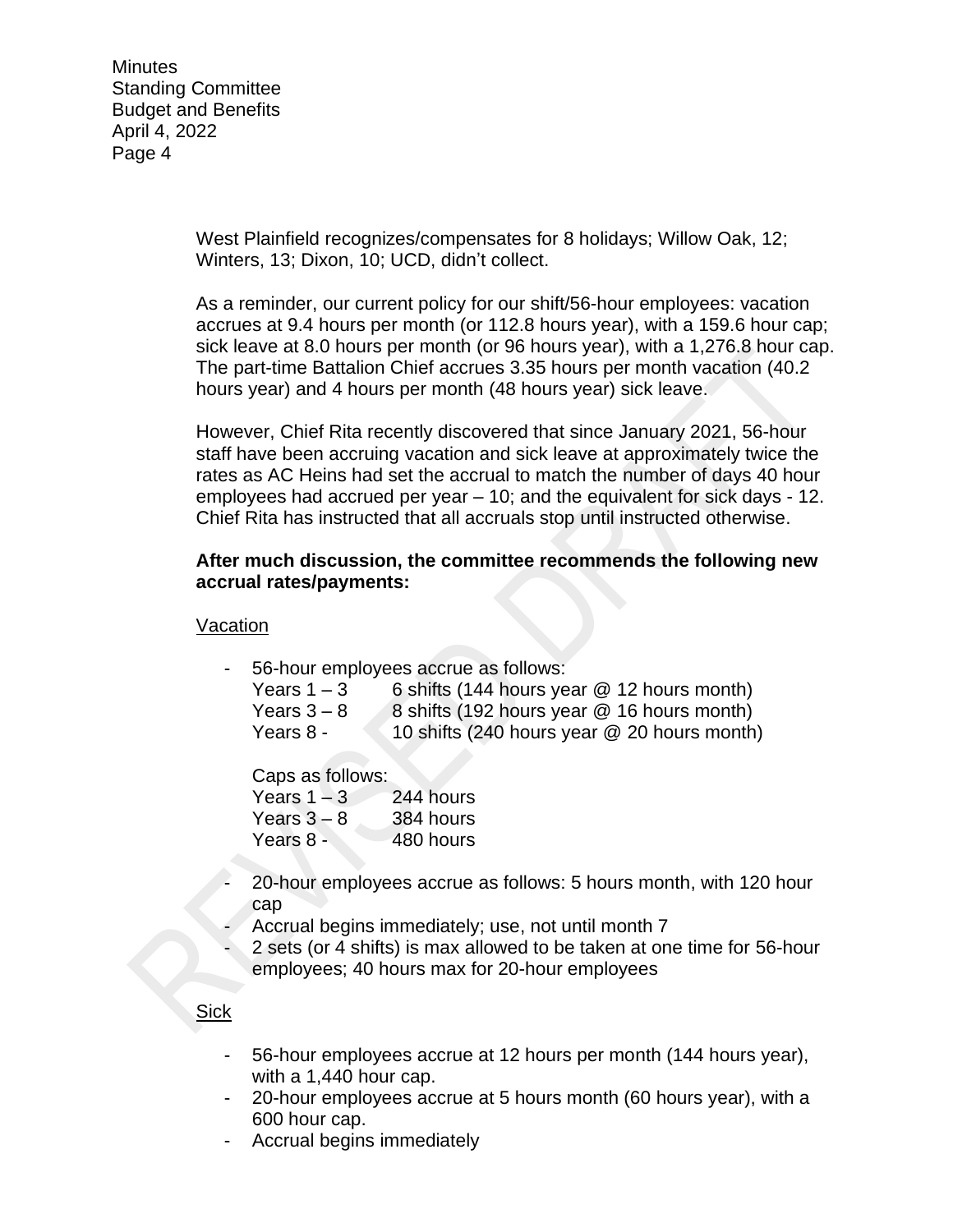West Plainfield recognizes/compensates for 8 holidays; Willow Oak, 12; Winters, 13; Dixon, 10; UCD, didn't collect.

As a reminder, our current policy for our shift/56-hour employees: vacation accrues at 9.4 hours per month (or 112.8 hours year), with a 159.6 hour cap; sick leave at 8.0 hours per month (or 96 hours year), with a 1,276.8 hour cap. The part-time Battalion Chief accrues 3.35 hours per month vacation (40.2 hours year) and 4 hours per month (48 hours year) sick leave.

However, Chief Rita recently discovered that since January 2021, 56-hour staff have been accruing vacation and sick leave at approximately twice the rates as AC Heins had set the accrual to match the number of days 40 hour employees had accrued per year – 10; and the equivalent for sick days - 12. Chief Rita has instructed that all accruals stop until instructed otherwise.

**After much discussion, the committee recommends the following new accrual rates/payments:**

<u>Vacation</u>

- 56-hour employees accrue as follows:

  | | |
  |---|---|
  | Years 1 – 3 | 6 shifts (144 hours year @ 12 hours month) |
  | Years 3 – 8 | 8 shifts (192 hours year @ 16 hours month) |
  | Years 8 - | 10 shifts (240 hours year @ 20 hours month) |

  Caps as follows:

  | | |
  |---|---|
  | Years 1 – 3 | 244 hours |
  | Years 3 – 8 | 384 hours |
  | Years 8 - | 480 hours |

- 20-hour employees accrue as follows: 5 hours month, with 120 hour cap
- Accrual begins immediately; use, not until month 7
- 2 sets (or 4 shifts) is max allowed to be taken at one time for 56-hour employees; 40 hours max for 20-hour employees

<u>Sick</u>

- 56-hour employees accrue at 12 hours per month (144 hours year), with a 1,440 hour cap.
- 20-hour employees accrue at 5 hours month (60 hours year), with a 600 hour cap.
- Accrual begins immediately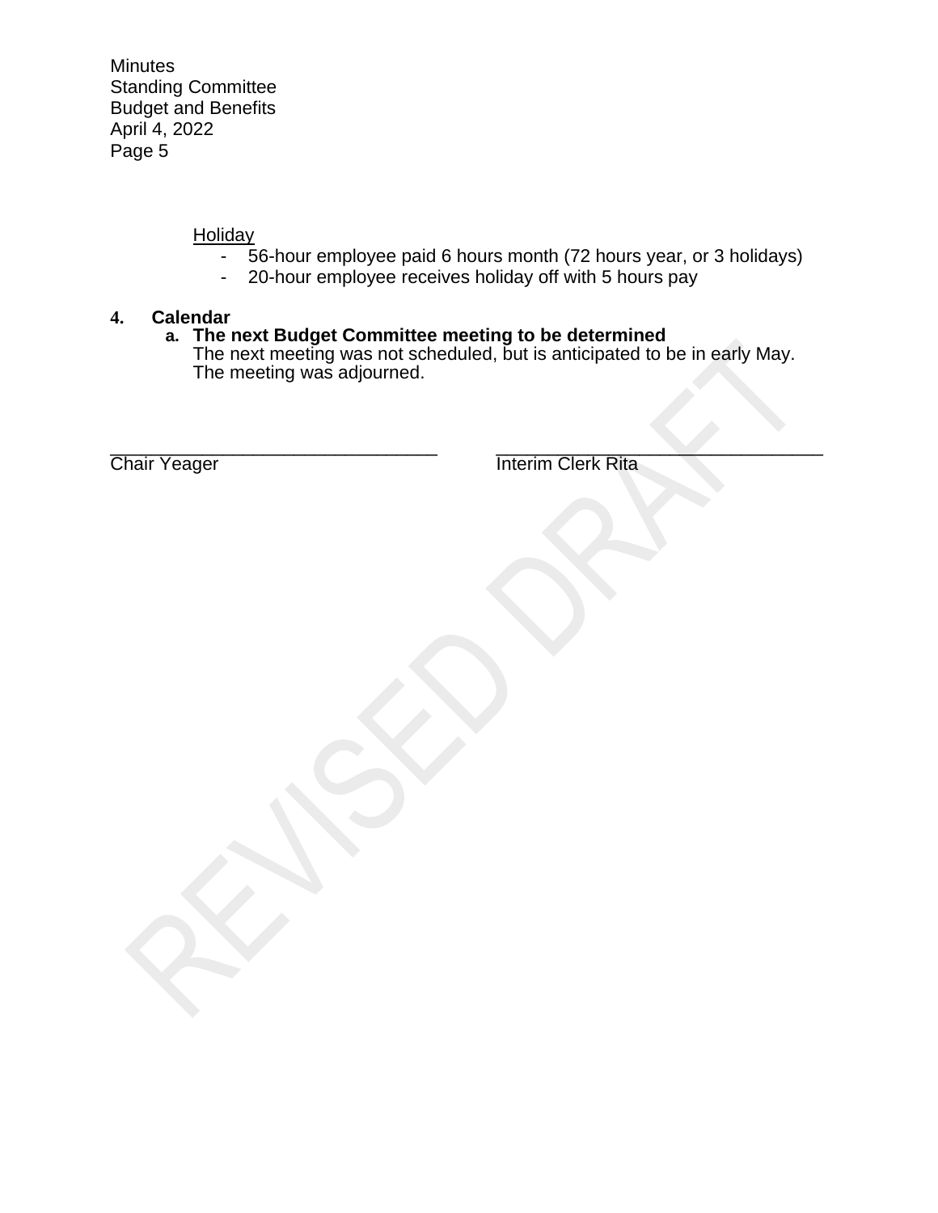Holiday

- 56-hour employee paid 6 hours month (72 hours year, or 3 holidays)
- 20-hour employee receives holiday off with 5 hours pay

**4. Calendar**

**a. The next Budget Committee meeting to be determined**

The next meeting was not scheduled, but is anticipated to be in early May. The meeting was adjourned.

\_\_\_\_\_\_\_\_\_\_\_\_\_\_\_\_\_\_\_\_\_\_\_\_\_\_\_\_\_\_\_\_
Chair Yeager

\_\_\_\_\_\_\_\_\_\_\_\_\_\_\_\_\_\_\_\_\_\_\_\_\_\_\_\_\_\_\_\_
Interim Clerk Rita

REVISED DRAFT